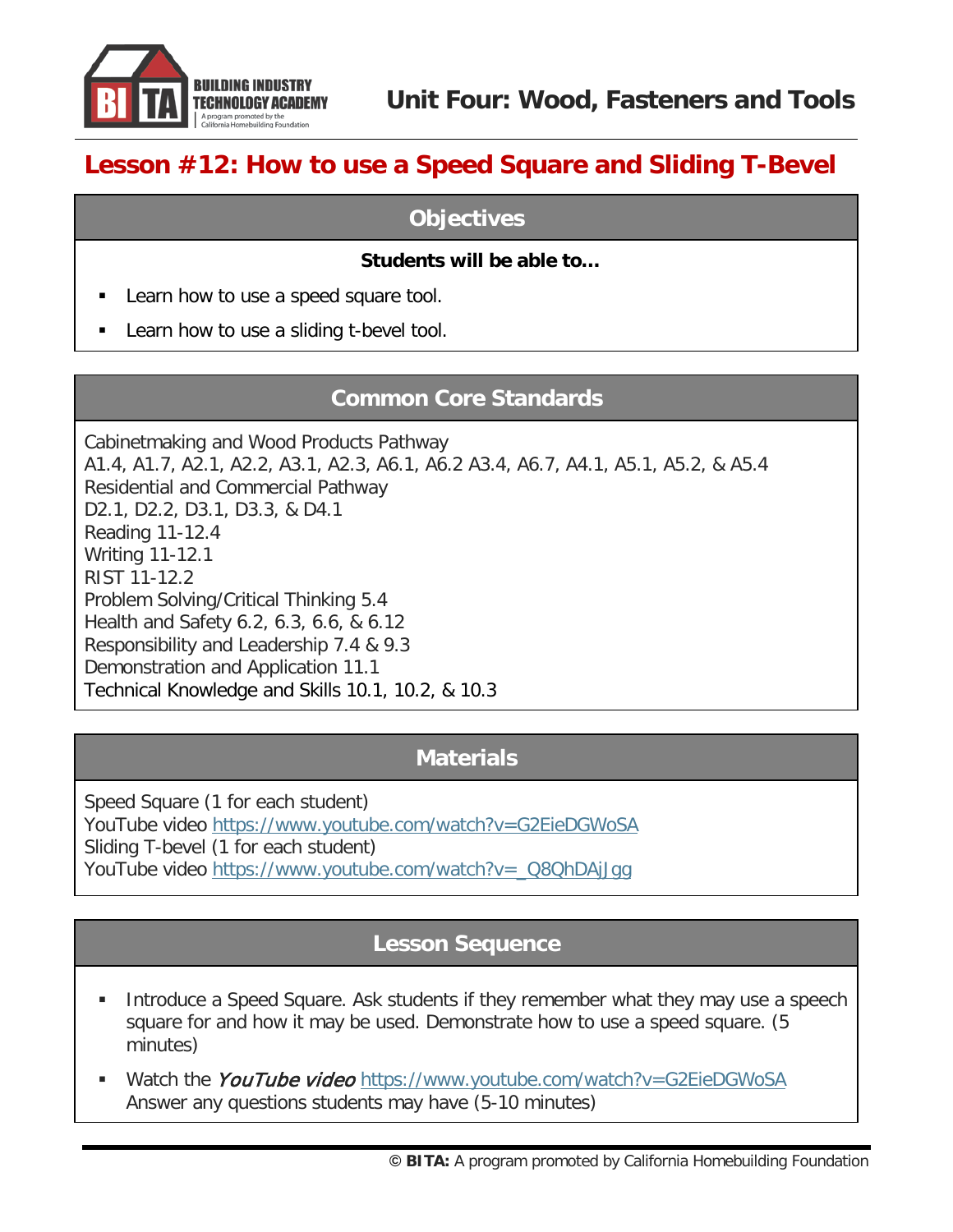# Unit Four: Wood, Fasteners and Tools

## Lesson #12: How to use a Speed Square and Sliding T-Bevel

### Objectives

**Students will be able to…**

- Learn how to use a speed square tool.
- Learn how to use a sliding t-bevel tool.

### Common Core Standards

Cabinetmaking and Wood Products Pathway
A1.4, A1.7, A2.1, A2.2, A3.1, A2.3, A6.1, A6.2 A3.4, A6.7, A4.1, A5.1, A5.2, & A5.4
Residential and Commercial Pathway
D2.1, D2.2, D3.1, D3.3, & D4.1
Reading 11-12.4
Writing 11-12.1
RIST 11-12.2
Problem Solving/Critical Thinking 5.4
Health and Safety 6.2, 6.3, 6.6, & 6.12
Responsibility and Leadership 7.4 & 9.3
Demonstration and Application 11.1
Technical Knowledge and Skills 10.1, 10.2, & 10.3

### Materials

Speed Square (1 for each student)
YouTube video https://www.youtube.com/watch?v=G2EieDGWoSA
Sliding T-bevel (1 for each student)
YouTube video https://www.youtube.com/watch?v=_Q8QhDAjJgg

### Lesson Sequence

- Introduce a Speed Square. Ask students if they remember what they may use a speech square for and how it may be used. Demonstrate how to use a speed square. (5 minutes)
- Watch the *YouTube video* https://www.youtube.com/watch?v=G2EieDGWoSA
  Answer any questions students may have (5-10 minutes)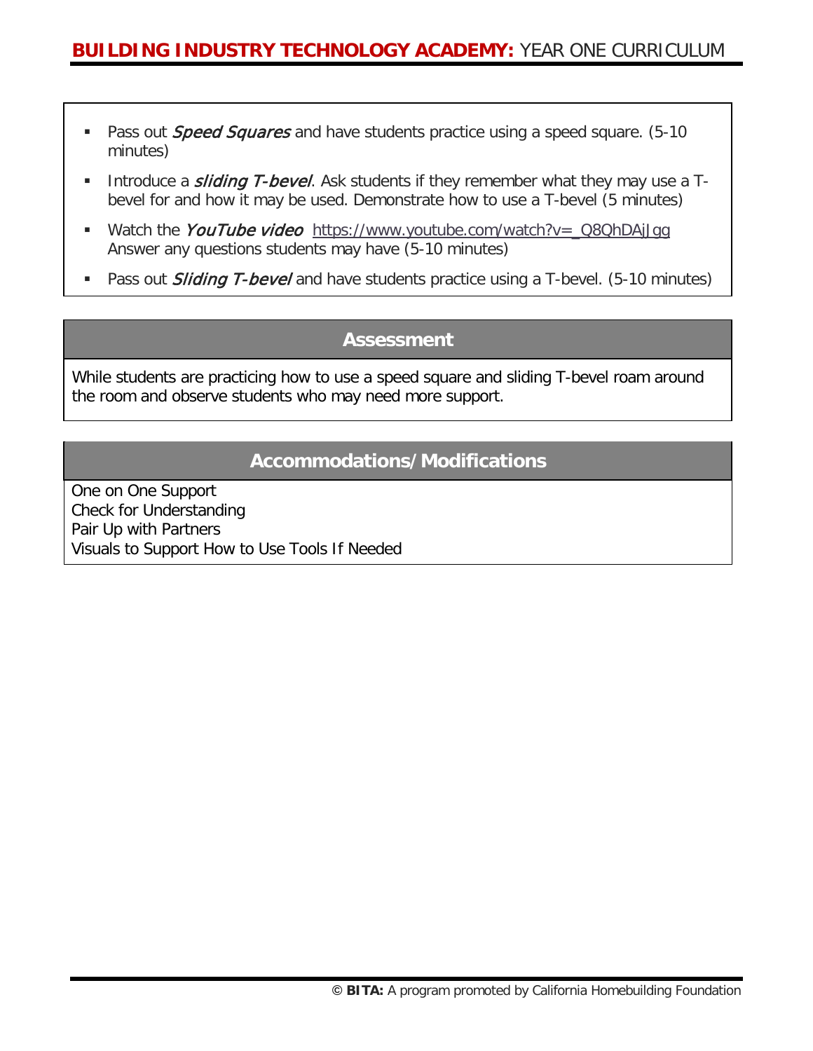- Pass out *Speed Squares* and have students practice using a speed square. (5-10 minutes)
- Introduce a *sliding T-bevel*. Ask students if they remember what they may use a T-bevel for and how it may be used. Demonstrate how to use a T-bevel (5 minutes)
- Watch the *YouTube video* https://www.youtube.com/watch?v=_Q8QhDAjJgg Answer any questions students may have (5-10 minutes)
- Pass out *Sliding T-bevel* and have students practice using a T-bevel. (5-10 minutes)

## Assessment

While students are practicing how to use a speed square and sliding T-bevel roam around the room and observe students who may need more support.

## Accommodations/Modifications

One on One Support
Check for Understanding
Pair Up with Partners
Visuals to Support How to Use Tools If Needed